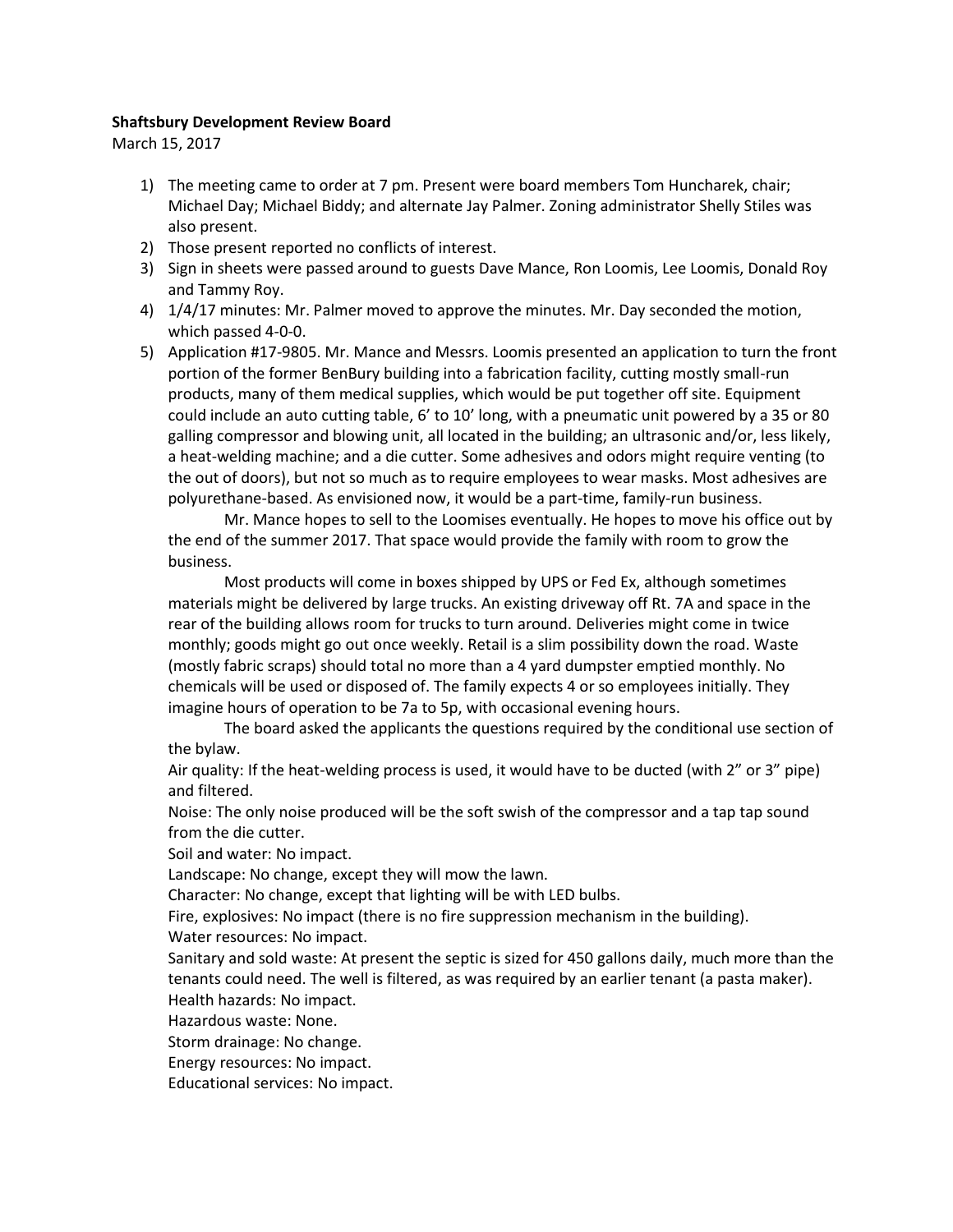**Shaftsbury Development Review Board**

March 15, 2017

1) The meeting came to order at 7 pm. Present were board members Tom Huncharek, chair; Michael Day; Michael Biddy; and alternate Jay Palmer. Zoning administrator Shelly Stiles was also present.
2) Those present reported no conflicts of interest.
3) Sign in sheets were passed around to guests Dave Mance, Ron Loomis, Lee Loomis, Donald Roy and Tammy Roy.
4) 1/4/17 minutes: Mr. Palmer moved to approve the minutes. Mr. Day seconded the motion, which passed 4-0-0.
5) Application #17-9805. Mr. Mance and Messrs. Loomis presented an application to turn the front portion of the former BenBury building into a fabrication facility, cutting mostly small-run products, many of them medical supplies, which would be put together off site. Equipment could include an auto cutting table, 6' to 10' long, with a pneumatic unit powered by a 35 or 80 galling compressor and blowing unit, all located in the building; an ultrasonic and/or, less likely, a heat-welding machine; and a die cutter. Some adhesives and odors might require venting (to the out of doors), but not so much as to require employees to wear masks. Most adhesives are polyurethane-based. As envisioned now, it would be a part-time, family-run business.

   Mr. Mance hopes to sell to the Loomises eventually. He hopes to move his office out by the end of the summer 2017. That space would provide the family with room to grow the business.

   Most products will come in boxes shipped by UPS or Fed Ex, although sometimes materials might be delivered by large trucks. An existing driveway off Rt. 7A and space in the rear of the building allows room for trucks to turn around. Deliveries might come in twice monthly; goods might go out once weekly. Retail is a slim possibility down the road. Waste (mostly fabric scraps) should total no more than a 4 yard dumpster emptied monthly. No chemicals will be used or disposed of. The family expects 4 or so employees initially. They imagine hours of operation to be 7a to 5p, with occasional evening hours.

   The board asked the applicants the questions required by the conditional use section of the bylaw.

   Air quality: If the heat-welding process is used, it would have to be ducted (with 2" or 3" pipe) and filtered.

   Noise: The only noise produced will be the soft swish of the compressor and a tap tap sound from the die cutter.

   Soil and water: No impact.

   Landscape: No change, except they will mow the lawn.

   Character: No change, except that lighting will be with LED bulbs.

   Fire, explosives: No impact (there is no fire suppression mechanism in the building).

   Water resources: No impact.

   Sanitary and sold waste: At present the septic is sized for 450 gallons daily, much more than the tenants could need. The well is filtered, as was required by an earlier tenant (a pasta maker).

   Health hazards: No impact.

   Hazardous waste: None.

   Storm drainage: No change.

   Energy resources: No impact.

   Educational services: No impact.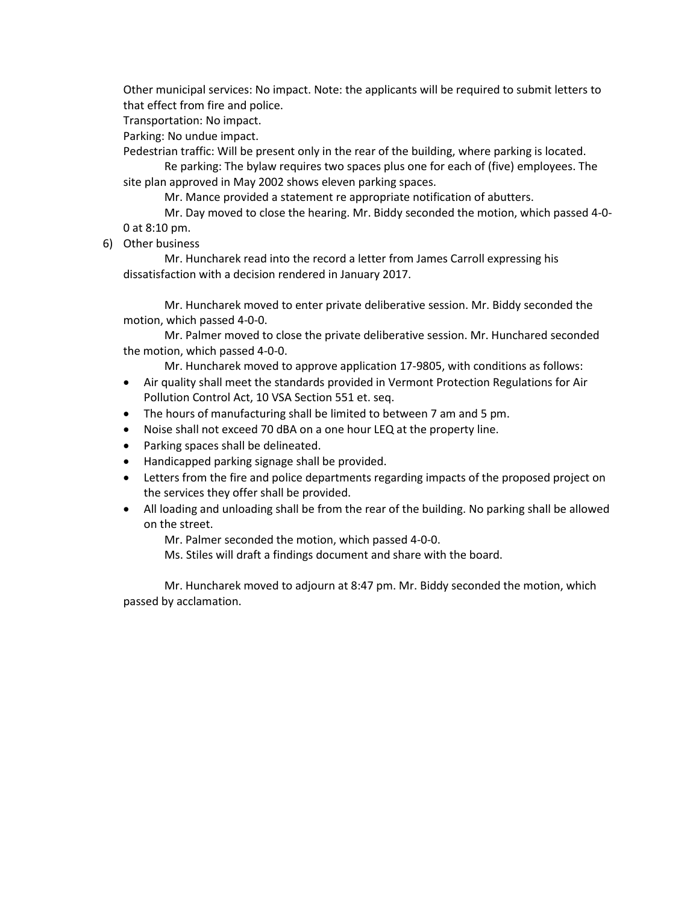Other municipal services: No impact. Note: the applicants will be required to submit letters to that effect from fire and police.

Transportation: No impact.

Parking: No undue impact.

Pedestrian traffic: Will be present only in the rear of the building, where parking is located.

Re parking: The bylaw requires two spaces plus one for each of (five) employees. The site plan approved in May 2002 shows eleven parking spaces.

Mr. Mance provided a statement re appropriate notification of abutters.

Mr. Day moved to close the hearing. Mr. Biddy seconded the motion, which passed 4-0-0 at 8:10 pm.

6) Other business

Mr. Huncharek read into the record a letter from James Carroll expressing his dissatisfaction with a decision rendered in January 2017.

Mr. Huncharek moved to enter private deliberative session. Mr. Biddy seconded the motion, which passed 4-0-0.

Mr. Palmer moved to close the private deliberative session. Mr. Hunchared seconded the motion, which passed 4-0-0.

Mr. Huncharek moved to approve application 17-9805, with conditions as follows:

- Air quality shall meet the standards provided in Vermont Protection Regulations for Air Pollution Control Act, 10 VSA Section 551 et. seq.
- The hours of manufacturing shall be limited to between 7 am and 5 pm.
- Noise shall not exceed 70 dBA on a one hour LEQ at the property line.
- Parking spaces shall be delineated.
- Handicapped parking signage shall be provided.
- Letters from the fire and police departments regarding impacts of the proposed project on the services they offer shall be provided.
- All loading and unloading shall be from the rear of the building. No parking shall be allowed on the street.

Mr. Palmer seconded the motion, which passed 4-0-0.

Ms. Stiles will draft a findings document and share with the board.

Mr. Huncharek moved to adjourn at 8:47 pm. Mr. Biddy seconded the motion, which passed by acclamation.